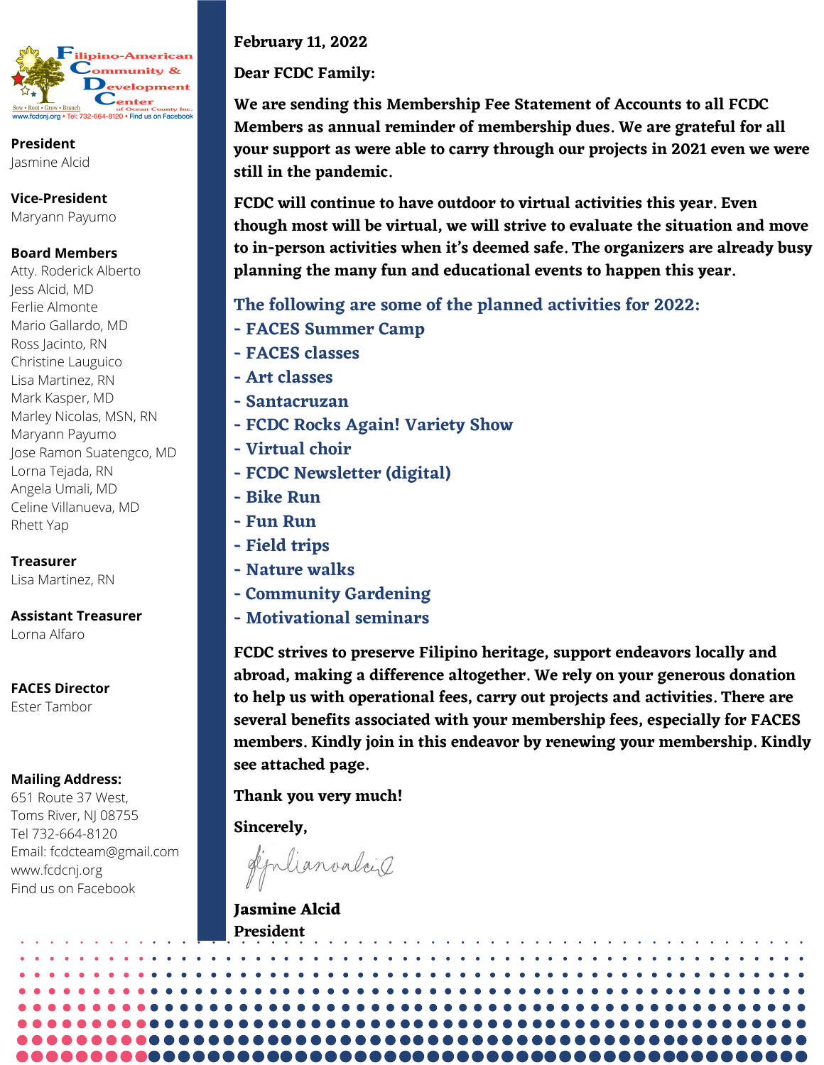Filipino-American Community & Development Center of Ocean County Inc.

Sow • Root • Grow • Branch

www.fcdcnj.org • Tel: 732-664-8120 • Find us on Facebook

**President**
Jasmine Alcid

**Vice-President**
Maryann Payumo

**Board Members**
Atty. Roderick Alberto
Jess Alcid, MD
Ferlie Almonte
Mario Gallardo, MD
Ross Jacinto, RN
Christine Lauguico
Lisa Martinez, RN
Mark Kasper, MD
Marley Nicolas, MSN, RN
Maryann Payumo
Jose Ramon Suatengco, MD
Lorna Tejada, RN
Angela Umali, MD
Celine Villanueva, MD
Rhett Yap

**Treasurer**
Lisa Martinez, RN

**Assistant Treasurer**
Lorna Alfaro

**FACES Director**
Ester Tambor

**Mailing Address:**
651 Route 37 West,
Toms River, NJ 08755
Tel 732-664-8120
Email: fcdcteam@gmail.com
www.fcdcnj.org
Find us on Facebook

**February 11, 2022**

**Dear FCDC Family:**

**We are sending this Membership Fee Statement of Accounts to all FCDC Members as annual reminder of membership dues. We are grateful for all your support as were able to carry through our projects in 2021 even we were still in the pandemic.**

**FCDC will continue to have outdoor to virtual activities this year. Even though most will be virtual, we will strive to evaluate the situation and move to in-person activities when it's deemed safe. The organizers are already busy planning the many fun and educational events to happen this year.**

**The following are some of the planned activities for 2022:**

- **FACES Summer Camp**
- **FACES classes**
- **Art classes**
- **Santacruzan**
- **FCDC Rocks Again! Variety Show**
- **Virtual choir**
- **FCDC Newsletter (digital)**
- **Bike Run**
- **Fun Run**
- **Field trips**
- **Nature walks**
- **Community Gardening**
- **Motivational seminars**

**FCDC strives to preserve Filipino heritage, support endeavors locally and abroad, making a difference altogether. We rely on your generous donation to help us with operational fees, carry out projects and activities. There are several benefits associated with your membership fees, especially for FACES members. Kindly join in this endeavor by renewing your membership. Kindly see attached page.**

**Thank you very much!**

**Sincerely,**

**Jasmine Alcid**
**President**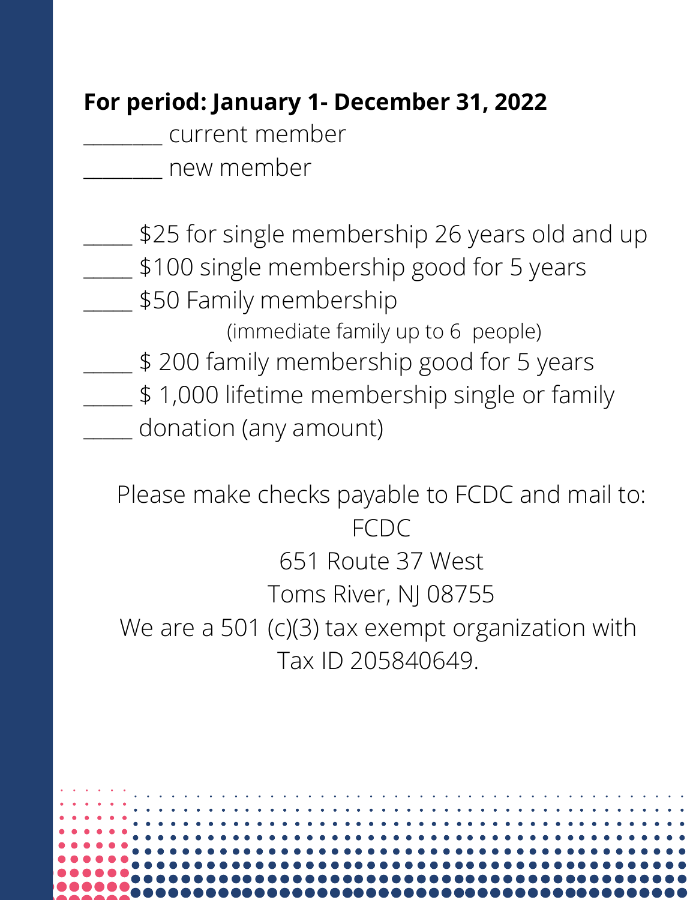**For period: January 1- December 31, 2022**

_______ current member

_______ new member

____ $25 for single membership 26 years old and up

____ $100 single membership good for 5 years

____ $50 Family membership

(immediate family up to 6 people)

____ $ 200 family membership good for 5 years

____ $ 1,000 lifetime membership single or family

____ donation (any amount)

Please make checks payable to FCDC and mail to:

FCDC

651 Route 37 West

Toms River, NJ 08755

We are a 501 (c)(3) tax exempt organization with Tax ID 205840649.